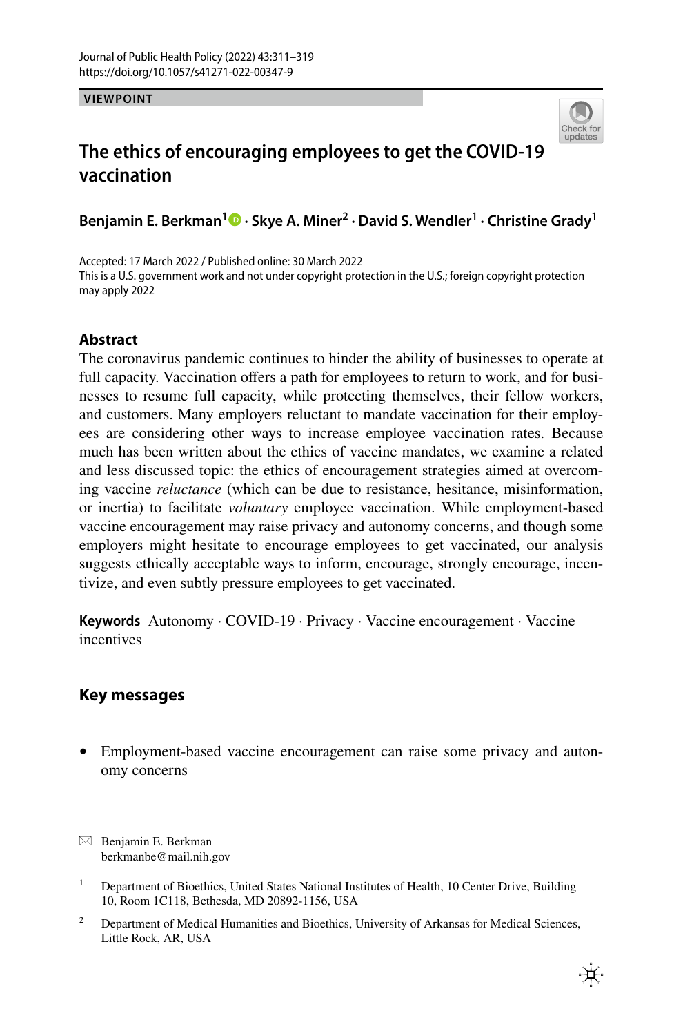VIEWPOINT

# The ethics of encouraging employees to get the COVID-19 vaccination

**Benjamin E. Berkman[1] · Skye A. Miner[2] · David S. Wendler[1] · Christine Grady[1]**

Accepted: 17 March 2022 / Published online: 30 March 2022
This is a U.S. government work and not under copyright protection in the U.S.; foreign copyright protection may apply 2022

## Abstract

The coronavirus pandemic continues to hinder the ability of businesses to operate at full capacity. Vaccination offers a path for employees to return to work, and for businesses to resume full capacity, while protecting themselves, their fellow workers, and customers. Many employers reluctant to mandate vaccination for their employees are considering other ways to increase employee vaccination rates. Because much has been written about the ethics of vaccine mandates, we examine a related and less discussed topic: the ethics of encouragement strategies aimed at overcoming vaccine *reluctance* (which can be due to resistance, hesitance, misinformation, or inertia) to facilitate *voluntary* employee vaccination. While employment-based vaccine encouragement may raise privacy and autonomy concerns, and though some employers might hesitate to encourage employees to get vaccinated, our analysis suggests ethically acceptable ways to inform, encourage, strongly encourage, incentivize, and even subtly pressure employees to get vaccinated.

**Keywords** Autonomy · COVID-19 · Privacy · Vaccine encouragement · Vaccine incentives

## Key messages

- Employment-based vaccine encouragement can raise some privacy and autonomy concerns

---

✉ Benjamin E. Berkman
berkmanbe@mail.nih.gov

[1] Department of Bioethics, United States National Institutes of Health, 10 Center Drive, Building 10, Room 1C118, Bethesda, MD 20892-1156, USA

[2] Department of Medical Humanities and Bioethics, University of Arkansas for Medical Sciences, Little Rock, AR, USA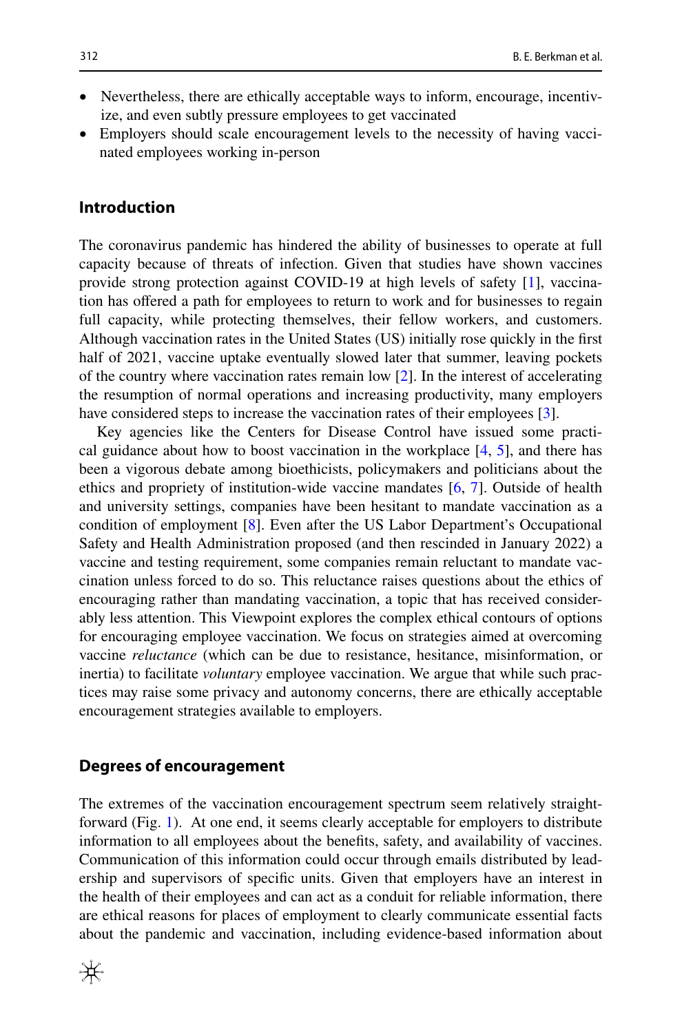- Nevertheless, there are ethically acceptable ways to inform, encourage, incentivize, and even subtly pressure employees to get vaccinated
- Employers should scale encouragement levels to the necessity of having vaccinated employees working in-person

## Introduction

The coronavirus pandemic has hindered the ability of businesses to operate at full capacity because of threats of infection. Given that studies have shown vaccines provide strong protection against COVID-19 at high levels of safety [1], vaccination has offered a path for employees to return to work and for businesses to regain full capacity, while protecting themselves, their fellow workers, and customers. Although vaccination rates in the United States (US) initially rose quickly in the first half of 2021, vaccine uptake eventually slowed later that summer, leaving pockets of the country where vaccination rates remain low [2]. In the interest of accelerating the resumption of normal operations and increasing productivity, many employers have considered steps to increase the vaccination rates of their employees [3].

Key agencies like the Centers for Disease Control have issued some practical guidance about how to boost vaccination in the workplace [4, 5], and there has been a vigorous debate among bioethicists, policymakers and politicians about the ethics and propriety of institution-wide vaccine mandates [6, 7]. Outside of health and university settings, companies have been hesitant to mandate vaccination as a condition of employment [8]. Even after the US Labor Department's Occupational Safety and Health Administration proposed (and then rescinded in January 2022) a vaccine and testing requirement, some companies remain reluctant to mandate vaccination unless forced to do so. This reluctance raises questions about the ethics of encouraging rather than mandating vaccination, a topic that has received considerably less attention. This Viewpoint explores the complex ethical contours of options for encouraging employee vaccination. We focus on strategies aimed at overcoming vaccine *reluctance* (which can be due to resistance, hesitance, misinformation, or inertia) to facilitate *voluntary* employee vaccination. We argue that while such practices may raise some privacy and autonomy concerns, there are ethically acceptable encouragement strategies available to employers.

## Degrees of encouragement

The extremes of the vaccination encouragement spectrum seem relatively straightforward (Fig. 1). At one end, it seems clearly acceptable for employers to distribute information to all employees about the benefits, safety, and availability of vaccines. Communication of this information could occur through emails distributed by leadership and supervisors of specific units. Given that employers have an interest in the health of their employees and can act as a conduit for reliable information, there are ethical reasons for places of employment to clearly communicate essential facts about the pandemic and vaccination, including evidence-based information about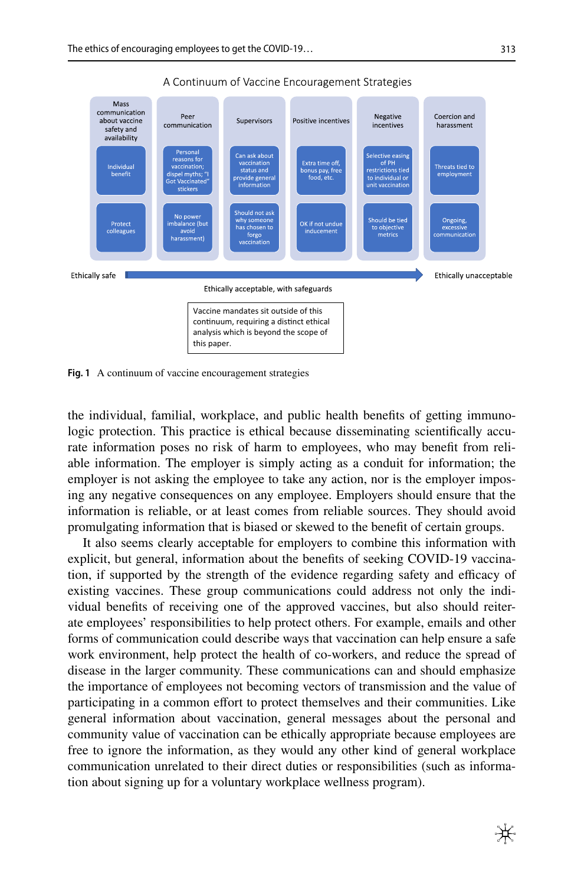A Continuum of Vaccine Encouragement Strategies

| Mass communication about vaccine safety and availability | Peer communication | Supervisors | Positive incentives | Negative incentives | Coercion and harassment |
|---|---|---|---|---|---|
| Individual benefit | Personal reasons for vaccination; dispel myths; "I Got Vaccinated" stickers | Can ask about vaccination status and provide general information | Extra time off, bonus pay, free food, etc. | Selective easing of PH restrictions tied to individual or unit vaccination | Threats tied to employment |
| Protect colleagues | No power imbalance (but avoid harassment) | Should not ask why someone has chosen to forgo vaccination | OK if not undue inducement | Should be tied to objective metrics | Ongoing, excessive communication |

Ethically safe → Ethically unacceptable

Ethically acceptable, with safeguards

Vaccine mandates sit outside of this continuum, requiring a distinct ethical analysis which is beyond the scope of this paper.

**Fig. 1** A continuum of vaccine encouragement strategies

the individual, familial, workplace, and public health benefits of getting immunologic protection. This practice is ethical because disseminating scientifically accurate information poses no risk of harm to employees, who may benefit from reliable information. The employer is simply acting as a conduit for information; the employer is not asking the employee to take any action, nor is the employer imposing any negative consequences on any employee. Employers should ensure that the information is reliable, or at least comes from reliable sources. They should avoid promulgating information that is biased or skewed to the benefit of certain groups.

It also seems clearly acceptable for employers to combine this information with explicit, but general, information about the benefits of seeking COVID-19 vaccination, if supported by the strength of the evidence regarding safety and efficacy of existing vaccines. These group communications could address not only the individual benefits of receiving one of the approved vaccines, but also should reiterate employees' responsibilities to help protect others. For example, emails and other forms of communication could describe ways that vaccination can help ensure a safe work environment, help protect the health of co-workers, and reduce the spread of disease in the larger community. These communications can and should emphasize the importance of employees not becoming vectors of transmission and the value of participating in a common effort to protect themselves and their communities. Like general information about vaccination, general messages about the personal and community value of vaccination can be ethically appropriate because employees are free to ignore the information, as they would any other kind of general workplace communication unrelated to their direct duties or responsibilities (such as information about signing up for a voluntary workplace wellness program).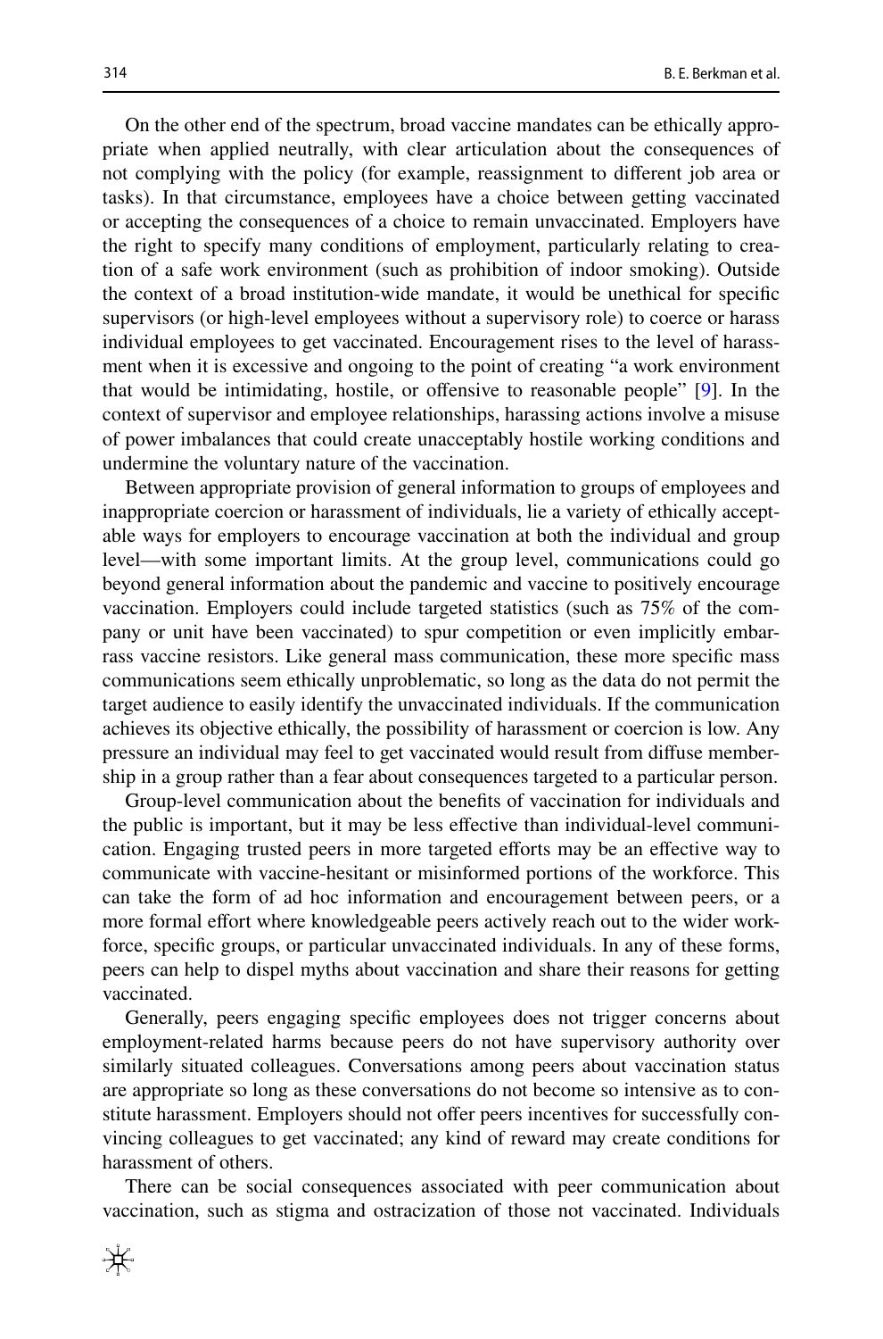On the other end of the spectrum, broad vaccine mandates can be ethically appropriate when applied neutrally, with clear articulation about the consequences of not complying with the policy (for example, reassignment to different job area or tasks). In that circumstance, employees have a choice between getting vaccinated or accepting the consequences of a choice to remain unvaccinated. Employers have the right to specify many conditions of employment, particularly relating to creation of a safe work environment (such as prohibition of indoor smoking). Outside the context of a broad institution-wide mandate, it would be unethical for specific supervisors (or high-level employees without a supervisory role) to coerce or harass individual employees to get vaccinated. Encouragement rises to the level of harassment when it is excessive and ongoing to the point of creating "a work environment that would be intimidating, hostile, or offensive to reasonable people" [9]. In the context of supervisor and employee relationships, harassing actions involve a misuse of power imbalances that could create unacceptably hostile working conditions and undermine the voluntary nature of the vaccination.

Between appropriate provision of general information to groups of employees and inappropriate coercion or harassment of individuals, lie a variety of ethically acceptable ways for employers to encourage vaccination at both the individual and group level—with some important limits. At the group level, communications could go beyond general information about the pandemic and vaccine to positively encourage vaccination. Employers could include targeted statistics (such as 75% of the company or unit have been vaccinated) to spur competition or even implicitly embarrass vaccine resistors. Like general mass communication, these more specific mass communications seem ethically unproblematic, so long as the data do not permit the target audience to easily identify the unvaccinated individuals. If the communication achieves its objective ethically, the possibility of harassment or coercion is low. Any pressure an individual may feel to get vaccinated would result from diffuse membership in a group rather than a fear about consequences targeted to a particular person.

Group-level communication about the benefits of vaccination for individuals and the public is important, but it may be less effective than individual-level communication. Engaging trusted peers in more targeted efforts may be an effective way to communicate with vaccine-hesitant or misinformed portions of the workforce. This can take the form of ad hoc information and encouragement between peers, or a more formal effort where knowledgeable peers actively reach out to the wider workforce, specific groups, or particular unvaccinated individuals. In any of these forms, peers can help to dispel myths about vaccination and share their reasons for getting vaccinated.

Generally, peers engaging specific employees does not trigger concerns about employment-related harms because peers do not have supervisory authority over similarly situated colleagues. Conversations among peers about vaccination status are appropriate so long as these conversations do not become so intensive as to constitute harassment. Employers should not offer peers incentives for successfully convincing colleagues to get vaccinated; any kind of reward may create conditions for harassment of others.

There can be social consequences associated with peer communication about vaccination, such as stigma and ostracization of those not vaccinated. Individuals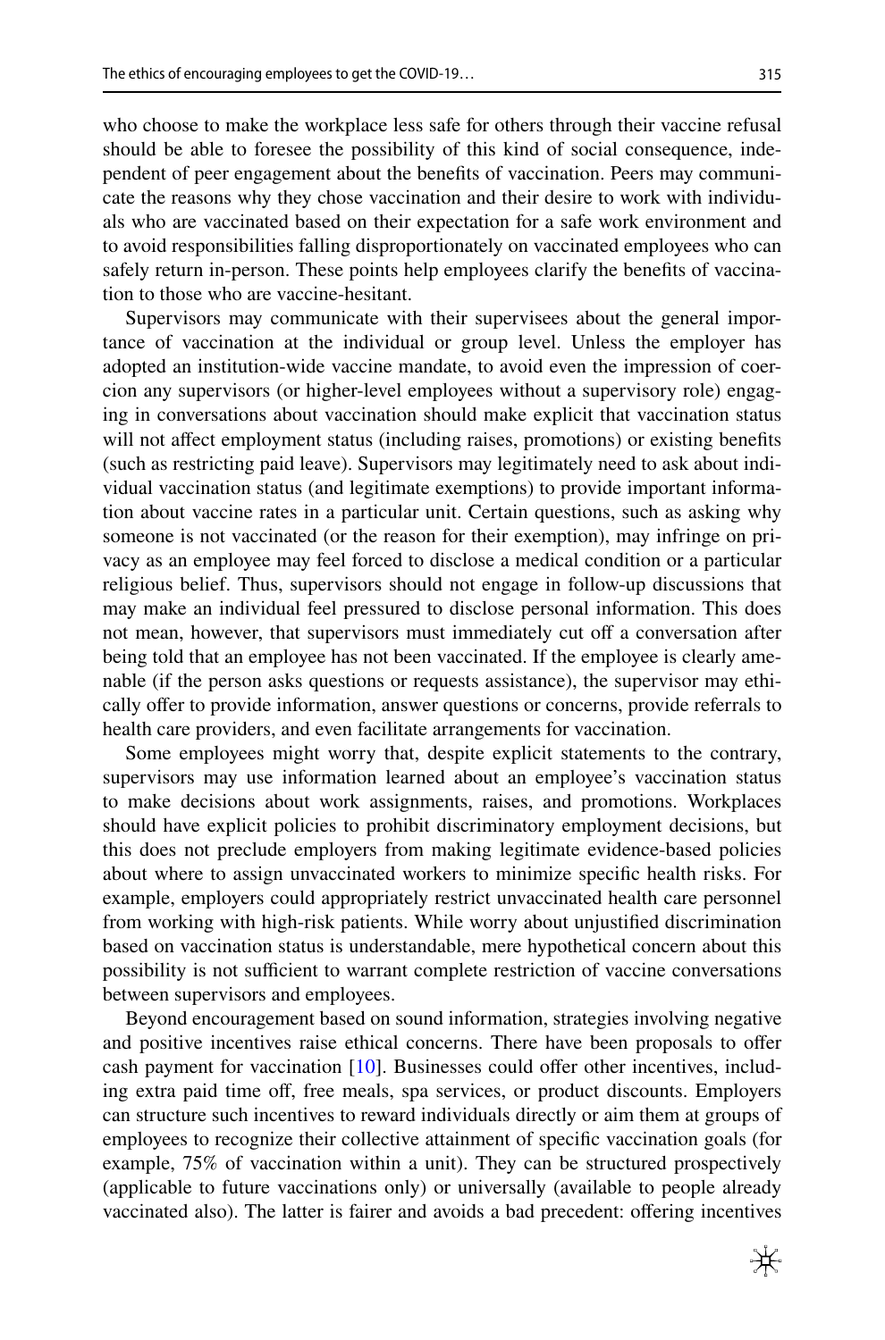who choose to make the workplace less safe for others through their vaccine refusal should be able to foresee the possibility of this kind of social consequence, independent of peer engagement about the benefits of vaccination. Peers may communicate the reasons why they chose vaccination and their desire to work with individuals who are vaccinated based on their expectation for a safe work environment and to avoid responsibilities falling disproportionately on vaccinated employees who can safely return in-person. These points help employees clarify the benefits of vaccination to those who are vaccine-hesitant.

Supervisors may communicate with their supervisees about the general importance of vaccination at the individual or group level. Unless the employer has adopted an institution-wide vaccine mandate, to avoid even the impression of coercion any supervisors (or higher-level employees without a supervisory role) engaging in conversations about vaccination should make explicit that vaccination status will not affect employment status (including raises, promotions) or existing benefits (such as restricting paid leave). Supervisors may legitimately need to ask about individual vaccination status (and legitimate exemptions) to provide important information about vaccine rates in a particular unit. Certain questions, such as asking why someone is not vaccinated (or the reason for their exemption), may infringe on privacy as an employee may feel forced to disclose a medical condition or a particular religious belief. Thus, supervisors should not engage in follow-up discussions that may make an individual feel pressured to disclose personal information. This does not mean, however, that supervisors must immediately cut off a conversation after being told that an employee has not been vaccinated. If the employee is clearly amenable (if the person asks questions or requests assistance), the supervisor may ethically offer to provide information, answer questions or concerns, provide referrals to health care providers, and even facilitate arrangements for vaccination.

Some employees might worry that, despite explicit statements to the contrary, supervisors may use information learned about an employee's vaccination status to make decisions about work assignments, raises, and promotions. Workplaces should have explicit policies to prohibit discriminatory employment decisions, but this does not preclude employers from making legitimate evidence-based policies about where to assign unvaccinated workers to minimize specific health risks. For example, employers could appropriately restrict unvaccinated health care personnel from working with high-risk patients. While worry about unjustified discrimination based on vaccination status is understandable, mere hypothetical concern about this possibility is not sufficient to warrant complete restriction of vaccine conversations between supervisors and employees.

Beyond encouragement based on sound information, strategies involving negative and positive incentives raise ethical concerns. There have been proposals to offer cash payment for vaccination [10]. Businesses could offer other incentives, including extra paid time off, free meals, spa services, or product discounts. Employers can structure such incentives to reward individuals directly or aim them at groups of employees to recognize their collective attainment of specific vaccination goals (for example, 75% of vaccination within a unit). They can be structured prospectively (applicable to future vaccinations only) or universally (available to people already vaccinated also). The latter is fairer and avoids a bad precedent: offering incentives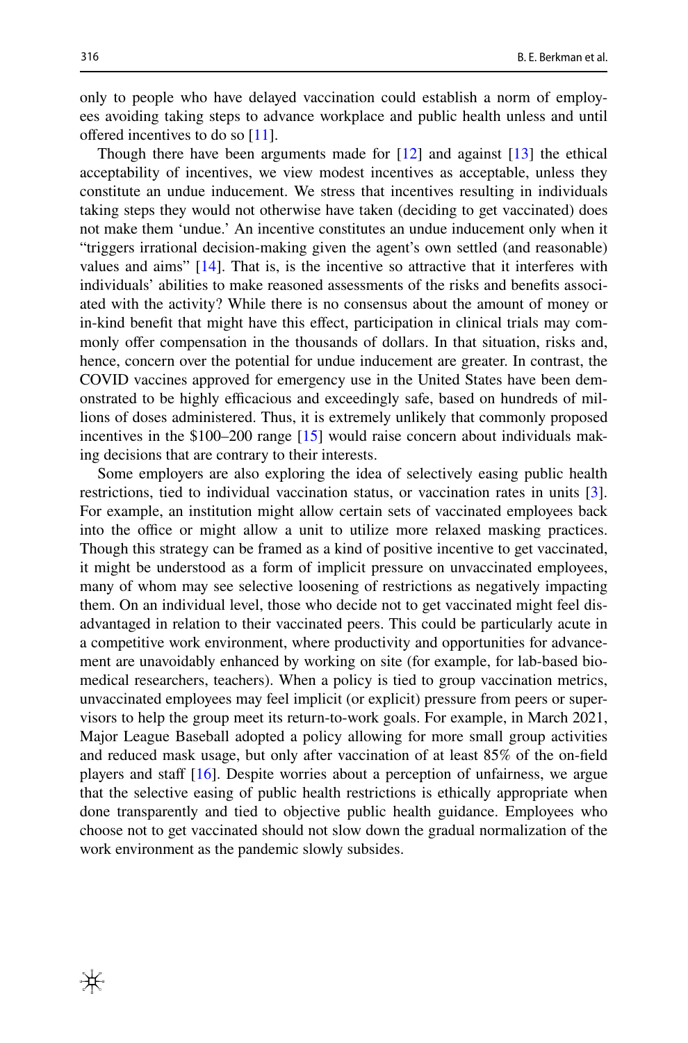only to people who have delayed vaccination could establish a norm of employees avoiding taking steps to advance workplace and public health unless and until offered incentives to do so [11].

Though there have been arguments made for [12] and against [13] the ethical acceptability of incentives, we view modest incentives as acceptable, unless they constitute an undue inducement. We stress that incentives resulting in individuals taking steps they would not otherwise have taken (deciding to get vaccinated) does not make them 'undue.' An incentive constitutes an undue inducement only when it "triggers irrational decision-making given the agent's own settled (and reasonable) values and aims" [14]. That is, is the incentive so attractive that it interferes with individuals' abilities to make reasoned assessments of the risks and benefits associated with the activity? While there is no consensus about the amount of money or in-kind benefit that might have this effect, participation in clinical trials may commonly offer compensation in the thousands of dollars. In that situation, risks and, hence, concern over the potential for undue inducement are greater. In contrast, the COVID vaccines approved for emergency use in the United States have been demonstrated to be highly efficacious and exceedingly safe, based on hundreds of millions of doses administered. Thus, it is extremely unlikely that commonly proposed incentives in the $100–200 range [15] would raise concern about individuals making decisions that are contrary to their interests.

Some employers are also exploring the idea of selectively easing public health restrictions, tied to individual vaccination status, or vaccination rates in units [3]. For example, an institution might allow certain sets of vaccinated employees back into the office or might allow a unit to utilize more relaxed masking practices. Though this strategy can be framed as a kind of positive incentive to get vaccinated, it might be understood as a form of implicit pressure on unvaccinated employees, many of whom may see selective loosening of restrictions as negatively impacting them. On an individual level, those who decide not to get vaccinated might feel disadvantaged in relation to their vaccinated peers. This could be particularly acute in a competitive work environment, where productivity and opportunities for advancement are unavoidably enhanced by working on site (for example, for lab-based biomedical researchers, teachers). When a policy is tied to group vaccination metrics, unvaccinated employees may feel implicit (or explicit) pressure from peers or supervisors to help the group meet its return-to-work goals. For example, in March 2021, Major League Baseball adopted a policy allowing for more small group activities and reduced mask usage, but only after vaccination of at least 85% of the on-field players and staff [16]. Despite worries about a perception of unfairness, we argue that the selective easing of public health restrictions is ethically appropriate when done transparently and tied to objective public health guidance. Employees who choose not to get vaccinated should not slow down the gradual normalization of the work environment as the pandemic slowly subsides.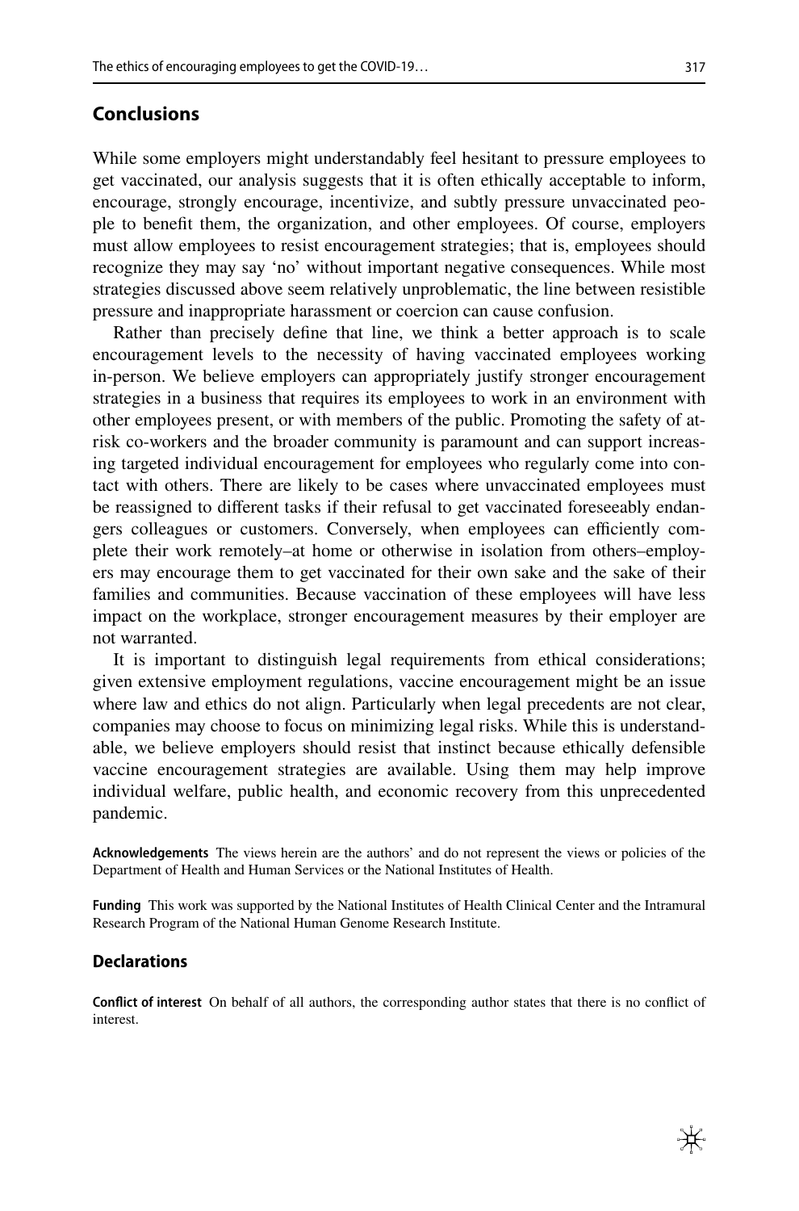## Conclusions

While some employers might understandably feel hesitant to pressure employees to get vaccinated, our analysis suggests that it is often ethically acceptable to inform, encourage, strongly encourage, incentivize, and subtly pressure unvaccinated people to benefit them, the organization, and other employees. Of course, employers must allow employees to resist encouragement strategies; that is, employees should recognize they may say 'no' without important negative consequences. While most strategies discussed above seem relatively unproblematic, the line between resistible pressure and inappropriate harassment or coercion can cause confusion.

Rather than precisely define that line, we think a better approach is to scale encouragement levels to the necessity of having vaccinated employees working in-person. We believe employers can appropriately justify stronger encouragement strategies in a business that requires its employees to work in an environment with other employees present, or with members of the public. Promoting the safety of at-risk co-workers and the broader community is paramount and can support increasing targeted individual encouragement for employees who regularly come into contact with others. There are likely to be cases where unvaccinated employees must be reassigned to different tasks if their refusal to get vaccinated foreseeably endangers colleagues or customers. Conversely, when employees can efficiently complete their work remotely–at home or otherwise in isolation from others–employers may encourage them to get vaccinated for their own sake and the sake of their families and communities. Because vaccination of these employees will have less impact on the workplace, stronger encouragement measures by their employer are not warranted.

It is important to distinguish legal requirements from ethical considerations; given extensive employment regulations, vaccine encouragement might be an issue where law and ethics do not align. Particularly when legal precedents are not clear, companies may choose to focus on minimizing legal risks. While this is understandable, we believe employers should resist that instinct because ethically defensible vaccine encouragement strategies are available. Using them may help improve individual welfare, public health, and economic recovery from this unprecedented pandemic.

**Acknowledgements** The views herein are the authors' and do not represent the views or policies of the Department of Health and Human Services or the National Institutes of Health.

**Funding** This work was supported by the National Institutes of Health Clinical Center and the Intramural Research Program of the National Human Genome Research Institute.

### Declarations

**Conflict of interest** On behalf of all authors, the corresponding author states that there is no conflict of interest.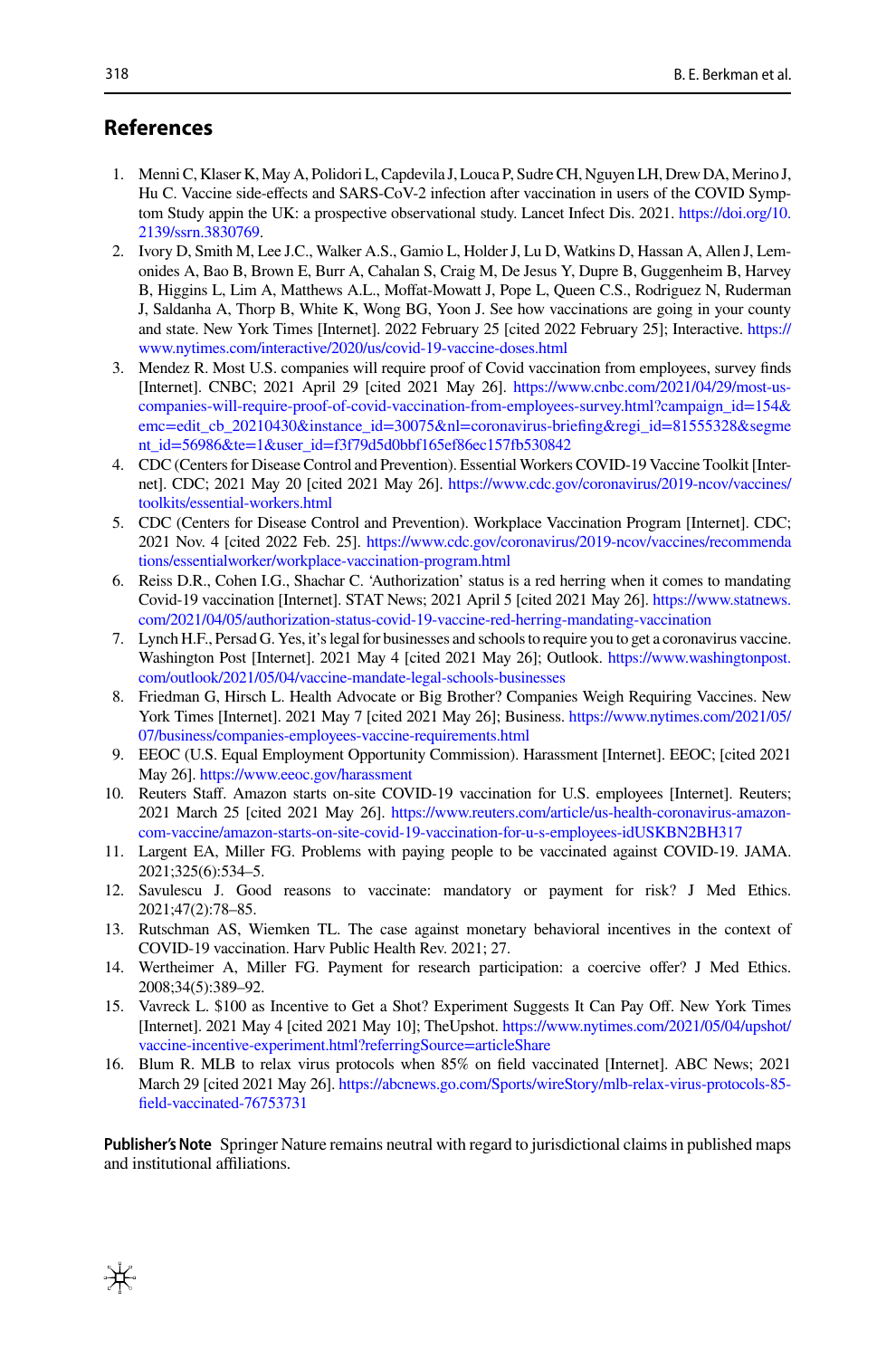## References

1. Menni C, Klaser K, May A, Polidori L, Capdevila J, Louca P, Sudre CH, Nguyen LH, Drew DA, Merino J, Hu C. Vaccine side-effects and SARS-CoV-2 infection after vaccination in users of the COVID Symptom Study appin the UK: a prospective observational study. Lancet Infect Dis. 2021. https://doi.org/10.2139/ssrn.3830769.
2. Ivory D, Smith M, Lee J.C., Walker A.S., Gamio L, Holder J, Lu D, Watkins D, Hassan A, Allen J, Lemonides A, Bao B, Brown E, Burr A, Cahalan S, Craig M, De Jesus Y, Dupre B, Guggenheim B, Harvey B, Higgins L, Lim A, Matthews A.L., Moffat-Mowatt J, Pope L, Queen C.S., Rodriguez N, Ruderman J, Saldanha A, Thorp B, White K, Wong BG, Yoon J. See how vaccinations are going in your county and state. New York Times [Internet]. 2022 February 25 [cited 2022 February 25]; Interactive. https://www.nytimes.com/interactive/2020/us/covid-19-vaccine-doses.html
3. Mendez R. Most U.S. companies will require proof of Covid vaccination from employees, survey finds [Internet]. CNBC; 2021 April 29 [cited 2021 May 26]. https://www.cnbc.com/2021/04/29/most-us-companies-will-require-proof-of-covid-vaccination-from-employees-survey.html?campaign_id=154&emc=edit_cb_20210430&instance_id=30075&nl=coronavirus-briefing&regi_id=81555328&segment_id=56986&te=1&user_id=f3f79d5d0bbf165ef86ec157fb530842
4. CDC (Centers for Disease Control and Prevention). Essential Workers COVID-19 Vaccine Toolkit [Internet]. CDC; 2021 May 20 [cited 2021 May 26]. https://www.cdc.gov/coronavirus/2019-ncov/vaccines/toolkits/essential-workers.html
5. CDC (Centers for Disease Control and Prevention). Workplace Vaccination Program [Internet]. CDC; 2021 Nov. 4 [cited 2022 Feb. 25]. https://www.cdc.gov/coronavirus/2019-ncov/vaccines/recommendations/essentialworker/workplace-vaccination-program.html
6. Reiss D.R., Cohen I.G., Shachar C. 'Authorization' status is a red herring when it comes to mandating Covid-19 vaccination [Internet]. STAT News; 2021 April 5 [cited 2021 May 26]. https://www.statnews.com/2021/04/05/authorization-status-covid-19-vaccine-red-herring-mandating-vaccination
7. Lynch H.F., Persad G. Yes, it's legal for businesses and schools to require you to get a coronavirus vaccine. Washington Post [Internet]. 2021 May 4 [cited 2021 May 26]; Outlook. https://www.washingtonpost.com/outlook/2021/05/04/vaccine-mandate-legal-schools-businesses
8. Friedman G, Hirsch L. Health Advocate or Big Brother? Companies Weigh Requiring Vaccines. New York Times [Internet]. 2021 May 7 [cited 2021 May 26]; Business. https://www.nytimes.com/2021/05/07/business/companies-employees-vaccine-requirements.html
9. EEOC (U.S. Equal Employment Opportunity Commission). Harassment [Internet]. EEOC; [cited 2021 May 26]. https://www.eeoc.gov/harassment
10. Reuters Staff. Amazon starts on-site COVID-19 vaccination for U.S. employees [Internet]. Reuters; 2021 March 25 [cited 2021 May 26]. https://www.reuters.com/article/us-health-coronavirus-amazon-com-vaccine/amazon-starts-on-site-covid-19-vaccination-for-u-s-employees-idUSKBN2BH317
11. Largent EA, Miller FG. Problems with paying people to be vaccinated against COVID-19. JAMA. 2021;325(6):534–5.
12. Savulescu J. Good reasons to vaccinate: mandatory or payment for risk? J Med Ethics. 2021;47(2):78–85.
13. Rutschman AS, Wiemken TL. The case against monetary behavioral incentives in the context of COVID-19 vaccination. Harv Public Health Rev. 2021; 27.
14. Wertheimer A, Miller FG. Payment for research participation: a coercive offer? J Med Ethics. 2008;34(5):389–92.
15. Vavreck L. $100 as Incentive to Get a Shot? Experiment Suggests It Can Pay Off. New York Times [Internet]. 2021 May 4 [cited 2021 May 10]; TheUpshot. https://www.nytimes.com/2021/05/04/upshot/vaccine-incentive-experiment.html?referringSource=articleShare
16. Blum R. MLB to relax virus protocols when 85% on field vaccinated [Internet]. ABC News; 2021 March 29 [cited 2021 May 26]. https://abcnews.go.com/Sports/wireStory/mlb-relax-virus-protocols-85-field-vaccinated-76753731

**Publisher's Note** Springer Nature remains neutral with regard to jurisdictional claims in published maps and institutional affiliations.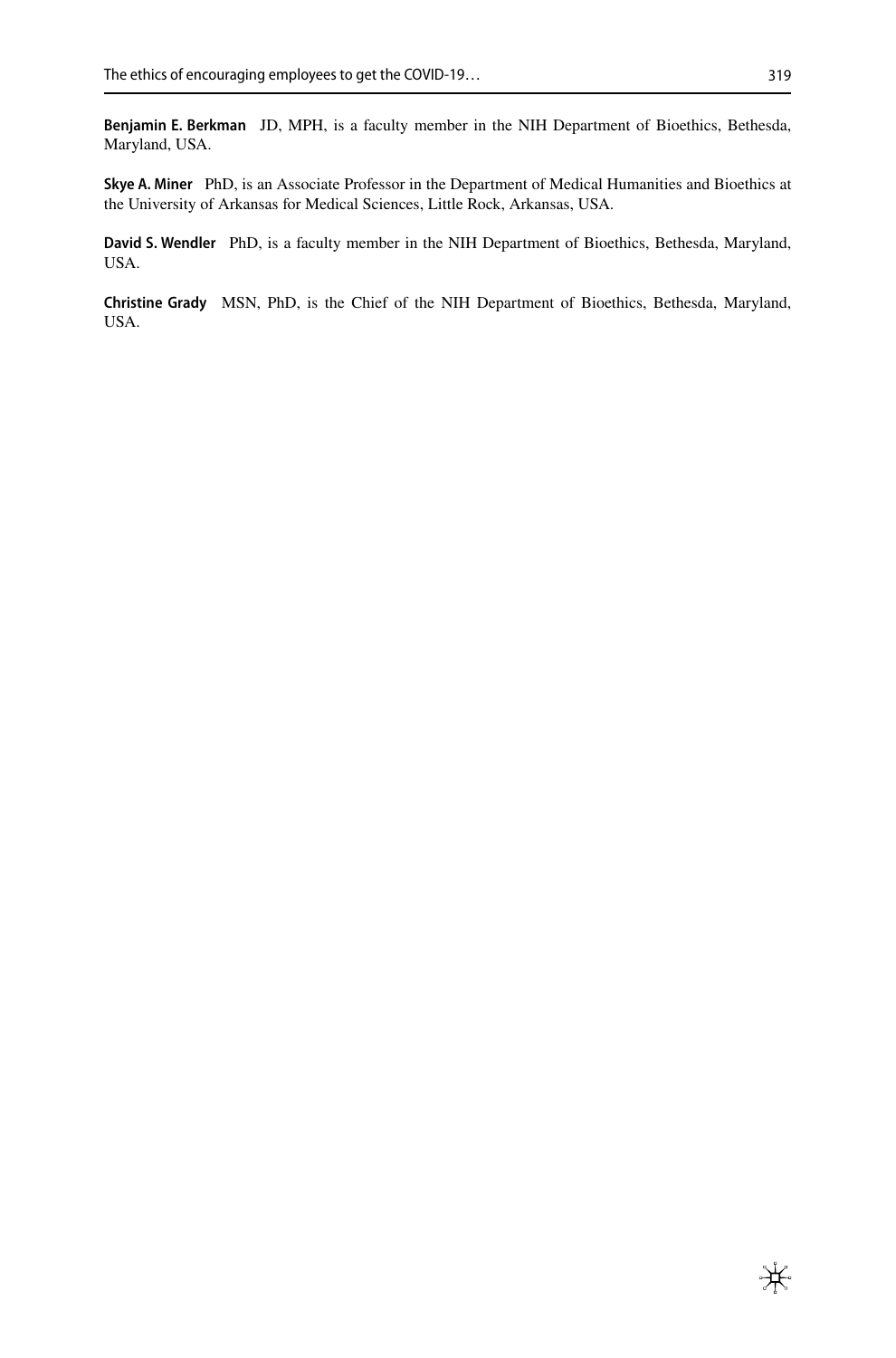**Benjamin E. Berkman** JD, MPH, is a faculty member in the NIH Department of Bioethics, Bethesda, Maryland, USA.

**Skye A. Miner** PhD, is an Associate Professor in the Department of Medical Humanities and Bioethics at the University of Arkansas for Medical Sciences, Little Rock, Arkansas, USA.

**David S. Wendler** PhD, is a faculty member in the NIH Department of Bioethics, Bethesda, Maryland, USA.

**Christine Grady** MSN, PhD, is the Chief of the NIH Department of Bioethics, Bethesda, Maryland, USA.